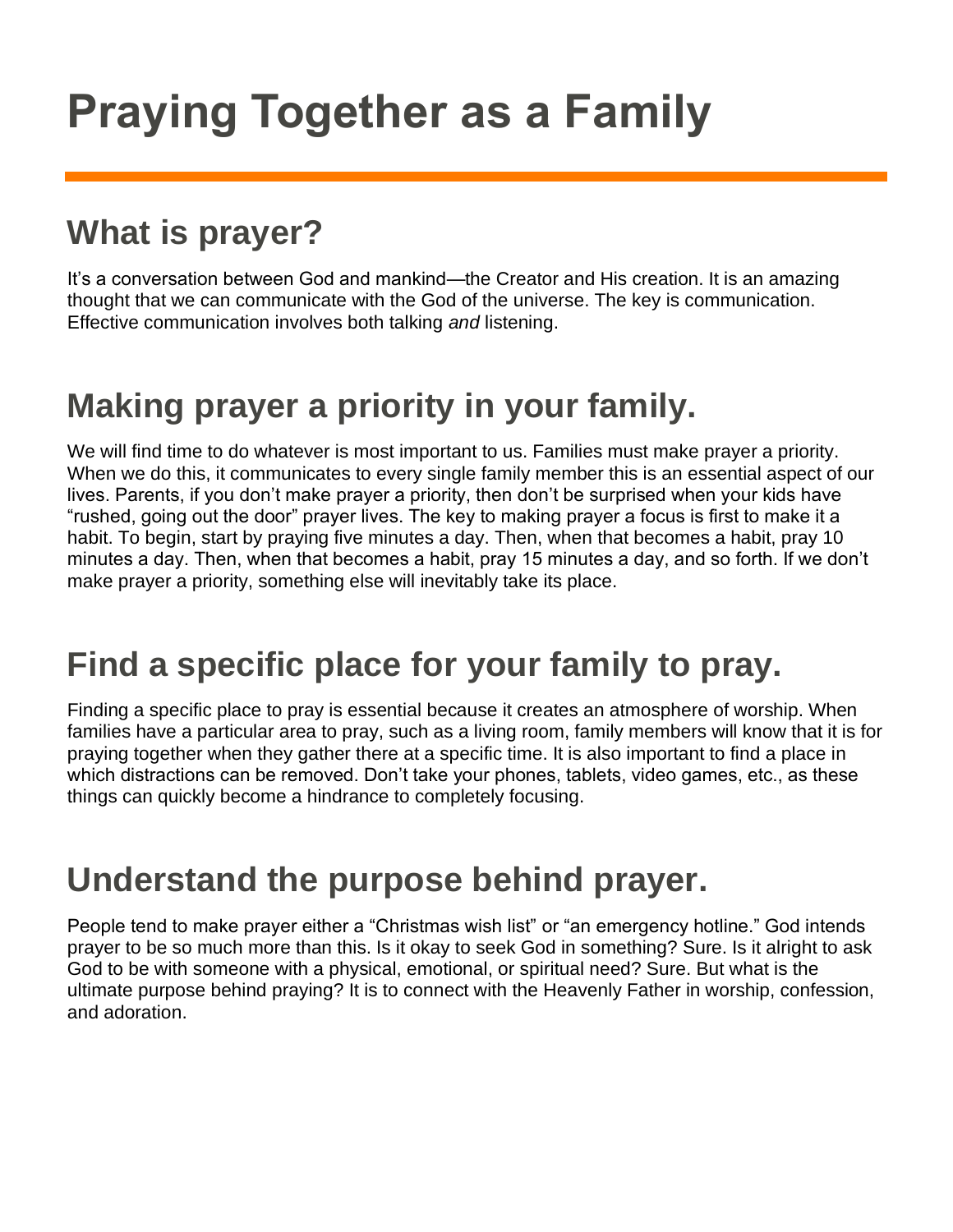# Praying Together as a Family

## What is prayer?

It's a conversation between God and mankind—the Creator and His creation. It is an amazing thought that we can communicate with the God of the universe. The key is communication. Effective communication involves both talking *and* listening.

## Making prayer a priority in your family.

We will find time to do whatever is most important to us. Families must make prayer a priority. When we do this, it communicates to every single family member this is an essential aspect of our lives. Parents, if you don't make prayer a priority, then don't be surprised when your kids have "rushed, going out the door" prayer lives. The key to making prayer a focus is first to make it a habit. To begin, start by praying five minutes a day. Then, when that becomes a habit, pray 10 minutes a day. Then, when that becomes a habit, pray 15 minutes a day, and so forth. If we don't make prayer a priority, something else will inevitably take its place.

## Find a specific place for your family to pray.

Finding a specific place to pray is essential because it creates an atmosphere of worship. When families have a particular area to pray, such as a living room, family members will know that it is for praying together when they gather there at a specific time. It is also important to find a place in which distractions can be removed. Don't take your phones, tablets, video games, etc., as these things can quickly become a hindrance to completely focusing.

## Understand the purpose behind prayer.

People tend to make prayer either a "Christmas wish list" or "an emergency hotline." God intends prayer to be so much more than this. Is it okay to seek God in something? Sure. Is it alright to ask God to be with someone with a physical, emotional, or spiritual need? Sure. But what is the ultimate purpose behind praying? It is to connect with the Heavenly Father in worship, confession, and adoration.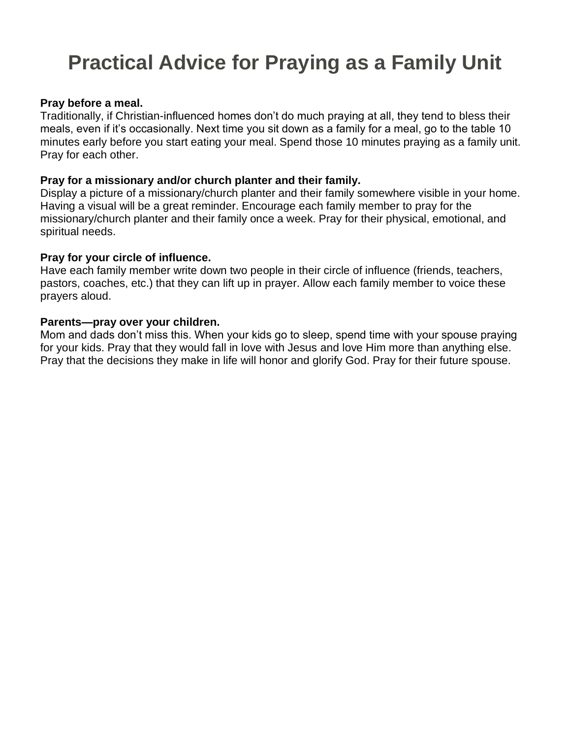# Practical Advice for Praying as a Family Unit

**Pray before a meal.**
Traditionally, if Christian-influenced homes don't do much praying at all, they tend to bless their meals, even if it's occasionally. Next time you sit down as a family for a meal, go to the table 10 minutes early before you start eating your meal. Spend those 10 minutes praying as a family unit. Pray for each other.

**Pray for a missionary and/or church planter and their family.**
Display a picture of a missionary/church planter and their family somewhere visible in your home. Having a visual will be a great reminder. Encourage each family member to pray for the missionary/church planter and their family once a week. Pray for their physical, emotional, and spiritual needs.

**Pray for your circle of influence.**
Have each family member write down two people in their circle of influence (friends, teachers, pastors, coaches, etc.) that they can lift up in prayer. Allow each family member to voice these prayers aloud.

**Parents—pray over your children.**
Mom and dads don't miss this. When your kids go to sleep, spend time with your spouse praying for your kids. Pray that they would fall in love with Jesus and love Him more than anything else. Pray that the decisions they make in life will honor and glorify God. Pray for their future spouse.